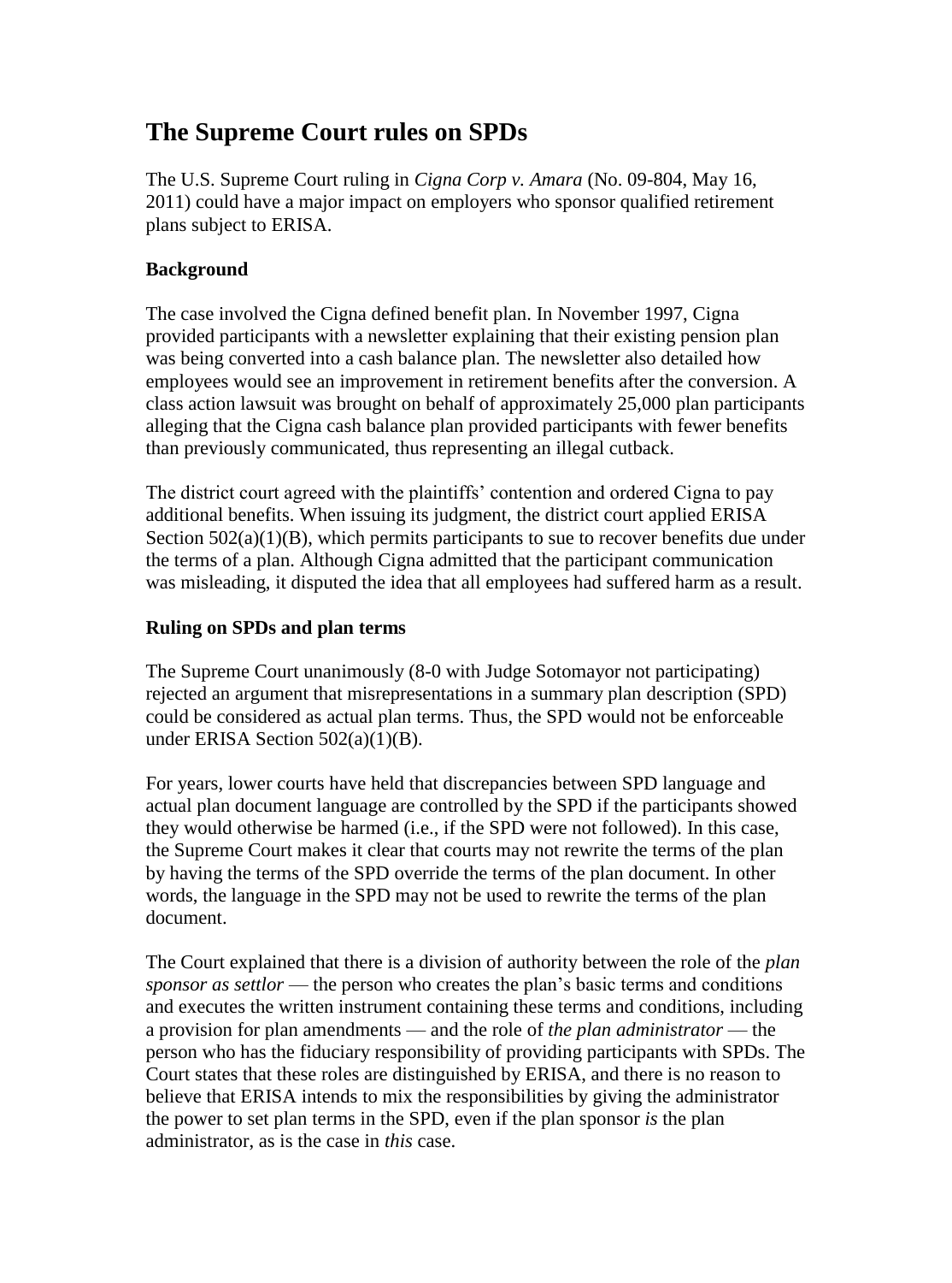# The Supreme Court rules on SPDs

The U.S. Supreme Court ruling in *Cigna Corp v. Amara* (No. 09-804, May 16, 2011) could have a major impact on employers who sponsor qualified retirement plans subject to ERISA.

**Background**

The case involved the Cigna defined benefit plan. In November 1997, Cigna provided participants with a newsletter explaining that their existing pension plan was being converted into a cash balance plan. The newsletter also detailed how employees would see an improvement in retirement benefits after the conversion. A class action lawsuit was brought on behalf of approximately 25,000 plan participants alleging that the Cigna cash balance plan provided participants with fewer benefits than previously communicated, thus representing an illegal cutback.

The district court agreed with the plaintiffs' contention and ordered Cigna to pay additional benefits. When issuing its judgment, the district court applied ERISA Section 502(a)(1)(B), which permits participants to sue to recover benefits due under the terms of a plan. Although Cigna admitted that the participant communication was misleading, it disputed the idea that all employees had suffered harm as a result.

**Ruling on SPDs and plan terms**

The Supreme Court unanimously (8-0 with Judge Sotomayor not participating) rejected an argument that misrepresentations in a summary plan description (SPD) could be considered as actual plan terms. Thus, the SPD would not be enforceable under ERISA Section 502(a)(1)(B).

For years, lower courts have held that discrepancies between SPD language and actual plan document language are controlled by the SPD if the participants showed they would otherwise be harmed (i.e., if the SPD were not followed). In this case, the Supreme Court makes it clear that courts may not rewrite the terms of the plan by having the terms of the SPD override the terms of the plan document. In other words, the language in the SPD may not be used to rewrite the terms of the plan document.

The Court explained that there is a division of authority between the role of the *plan sponsor as settlor* — the person who creates the plan's basic terms and conditions and executes the written instrument containing these terms and conditions, including a provision for plan amendments — and the role of *the plan administrator* — the person who has the fiduciary responsibility of providing participants with SPDs. The Court states that these roles are distinguished by ERISA, and there is no reason to believe that ERISA intends to mix the responsibilities by giving the administrator the power to set plan terms in the SPD, even if the plan sponsor *is* the plan administrator, as is the case in *this* case.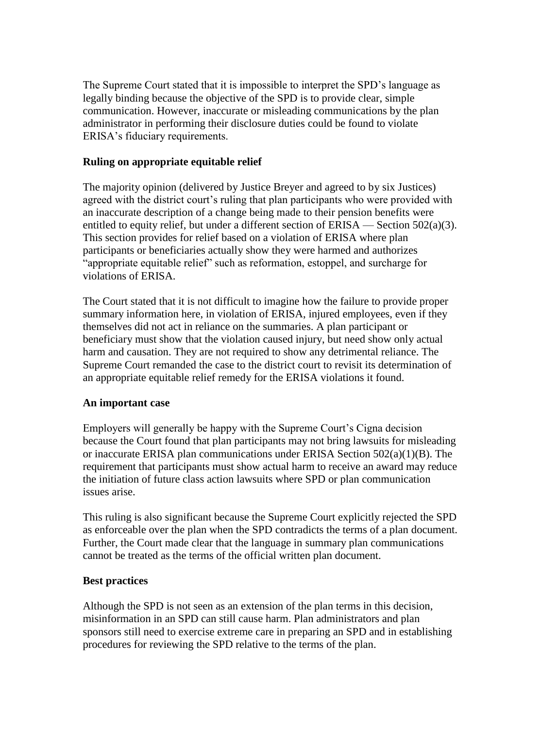The Supreme Court stated that it is impossible to interpret the SPD's language as legally binding because the objective of the SPD is to provide clear, simple communication. However, inaccurate or misleading communications by the plan administrator in performing their disclosure duties could be found to violate ERISA's fiduciary requirements.

### Ruling on appropriate equitable relief

The majority opinion (delivered by Justice Breyer and agreed to by six Justices) agreed with the district court's ruling that plan participants who were provided with an inaccurate description of a change being made to their pension benefits were entitled to equity relief, but under a different section of ERISA — Section 502(a)(3). This section provides for relief based on a violation of ERISA where plan participants or beneficiaries actually show they were harmed and authorizes "appropriate equitable relief" such as reformation, estoppel, and surcharge for violations of ERISA.

The Court stated that it is not difficult to imagine how the failure to provide proper summary information here, in violation of ERISA, injured employees, even if they themselves did not act in reliance on the summaries. A plan participant or beneficiary must show that the violation caused injury, but need show only actual harm and causation. They are not required to show any detrimental reliance. The Supreme Court remanded the case to the district court to revisit its determination of an appropriate equitable relief remedy for the ERISA violations it found.

### An important case

Employers will generally be happy with the Supreme Court's Cigna decision because the Court found that plan participants may not bring lawsuits for misleading or inaccurate ERISA plan communications under ERISA Section 502(a)(1)(B). The requirement that participants must show actual harm to receive an award may reduce the initiation of future class action lawsuits where SPD or plan communication issues arise.

This ruling is also significant because the Supreme Court explicitly rejected the SPD as enforceable over the plan when the SPD contradicts the terms of a plan document. Further, the Court made clear that the language in summary plan communications cannot be treated as the terms of the official written plan document.

### Best practices

Although the SPD is not seen as an extension of the plan terms in this decision, misinformation in an SPD can still cause harm. Plan administrators and plan sponsors still need to exercise extreme care in preparing an SPD and in establishing procedures for reviewing the SPD relative to the terms of the plan.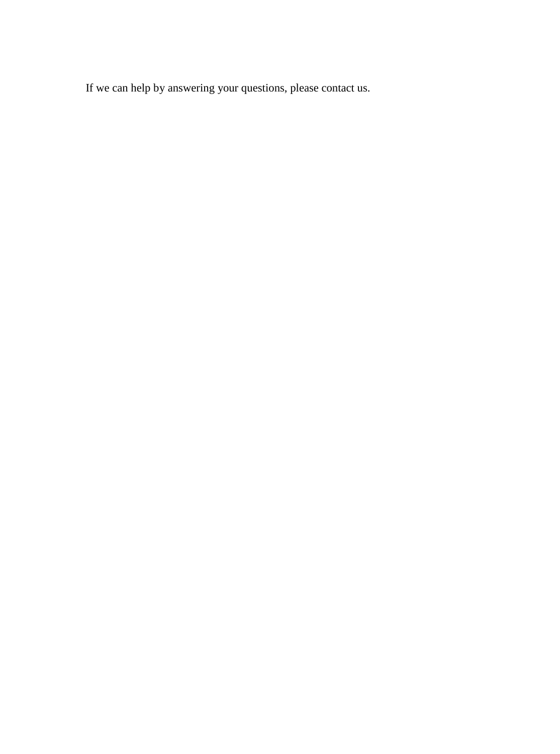If we can help by answering your questions, please contact us.